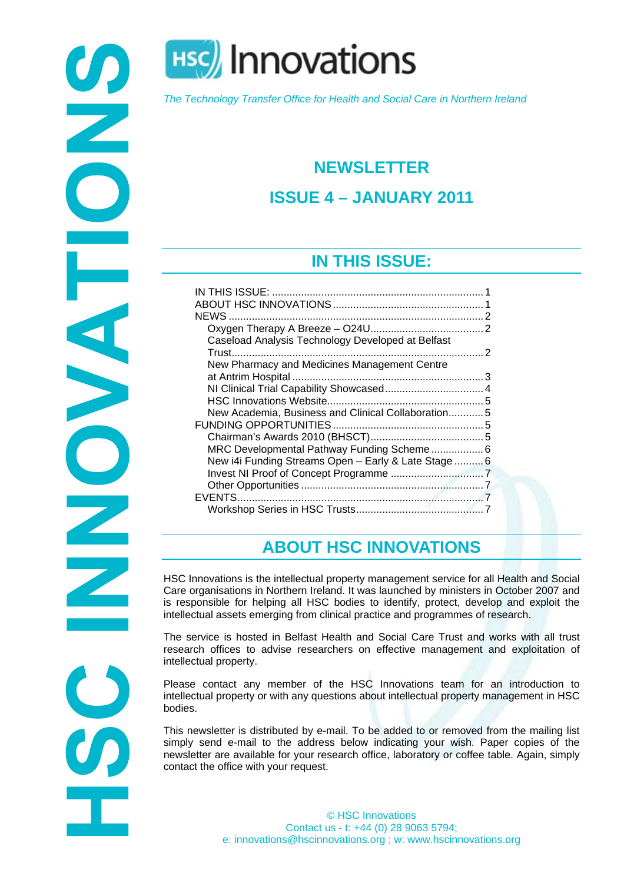# HSC Innovations

*The Technology Transfer Office for Health and Social Care in Northern Ireland*

## NEWSLETTER

## ISSUE 4 – JANUARY 2011

## IN THIS ISSUE:

- IN THIS ISSUE: ........ 1
- ABOUT HSC INNOVATIONS ........ 1
- NEWS ........ 2
  - Oxygen Therapy A Breeze – O24U ........ 2
  - Caseload Analysis Technology Developed at Belfast Trust ........ 2
  - New Pharmacy and Medicines Management Centre at Antrim Hospital ........ 3
  - NI Clinical Trial Capability Showcased ........ 4
  - HSC Innovations Website ........ 5
  - New Academia, Business and Clinical Collaboration ........ 5
- FUNDING OPPORTUNITIES ........ 5
  - Chairman's Awards 2010 (BHSCT) ........ 5
  - MRC Developmental Pathway Funding Scheme ........ 6
  - New i4i Funding Streams Open – Early & Late Stage ........ 6
  - Invest NI Proof of Concept Programme ........ 7
  - Other Opportunities ........ 7
- EVENTS ........ 7
  - Workshop Series in HSC Trusts ........ 7

## ABOUT HSC INNOVATIONS

HSC Innovations is the intellectual property management service for all Health and Social Care organisations in Northern Ireland. It was launched by ministers in October 2007 and is responsible for helping all HSC bodies to identify, protect, develop and exploit the intellectual assets emerging from clinical practice and programmes of research.

The service is hosted in Belfast Health and Social Care Trust and works with all trust research offices to advise researchers on effective management and exploitation of intellectual property.

Please contact any member of the HSC Innovations team for an introduction to intellectual property or with any questions about intellectual property management in HSC bodies.

This newsletter is distributed by e-mail. To be added to or removed from the mailing list simply send e-mail to the address below indicating your wish. Paper copies of the newsletter are available for your research office, laboratory or coffee table. Again, simply contact the office with your request.

© HSC Innovations
Contact us - t: +44 (0) 28 9063 5794;
e: innovations@hscinnovations.org ; w: www.hscinnovations.org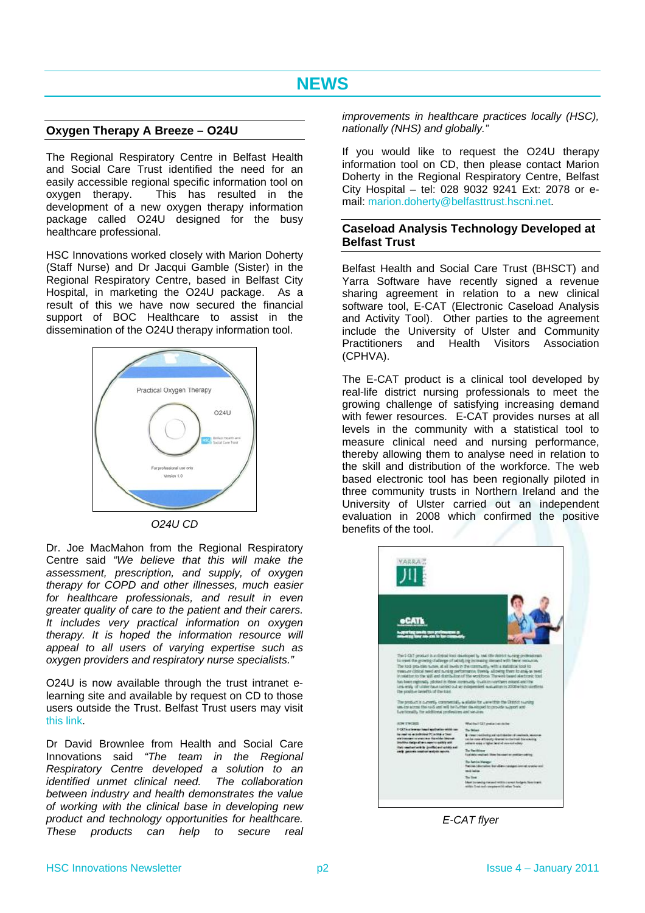# NEWS

## Oxygen Therapy A Breeze – O24U

The Regional Respiratory Centre in Belfast Health and Social Care Trust identified the need for an easily accessible regional specific information tool on oxygen therapy. This has resulted in the development of a new oxygen therapy information package called O24U designed for the busy healthcare professional.

HSC Innovations worked closely with Marion Doherty (Staff Nurse) and Dr Jacqui Gamble (Sister) in the Regional Respiratory Centre, based in Belfast City Hospital, in marketing the O24U package. As a result of this we have now secured the financial support of BOC Healthcare to assist in the dissemination of the O24U therapy information tool.

*O24U CD*

Dr. Joe MacMahon from the Regional Respiratory Centre said *"We believe that this will make the assessment, prescription, and supply, of oxygen therapy for COPD and other illnesses, much easier for healthcare professionals, and result in even greater quality of care to the patient and their carers. It includes very practical information on oxygen therapy. It is hoped the information resource will appeal to all users of varying expertise such as oxygen providers and respiratory nurse specialists."*

O24U is now available through the trust intranet e-learning site and available by request on CD to those users outside the Trust. Belfast Trust users may visit this link.

Dr David Brownlee from Health and Social Care Innovations said *"The team in the Regional Respiratory Centre developed a solution to an identified unmet clinical need. The collaboration between industry and health demonstrates the value of working with the clinical base in developing new product and technology opportunities for healthcare. These products can help to secure real improvements in healthcare practices locally (HSC), nationally (NHS) and globally."*

If you would like to request the O24U therapy information tool on CD, then please contact Marion Doherty in the Regional Respiratory Centre, Belfast City Hospital – tel: 028 9032 9241 Ext: 2078 or e-mail: marion.doherty@belfasttrust.hscni.net.

## Caseload Analysis Technology Developed at Belfast Trust

Belfast Health and Social Care Trust (BHSCT) and Yarra Software have recently signed a revenue sharing agreement in relation to a new clinical software tool, E-CAT (Electronic Caseload Analysis and Activity Tool). Other parties to the agreement include the University of Ulster and Community Practitioners and Health Visitors Association (CPHVA).

The E-CAT product is a clinical tool developed by real-life district nursing professionals to meet the growing challenge of satisfying increasing demand with fewer resources. E-CAT provides nurses at all levels in the community with a statistical tool to measure clinical need and nursing performance, thereby allowing them to analyse need in relation to the skill and distribution of the workforce. The web based electronic tool has been regionally piloted in three community trusts in Northern Ireland and the University of Ulster carried out an independent evaluation in 2008 which confirmed the positive benefits of the tool.

*E-CAT flyer*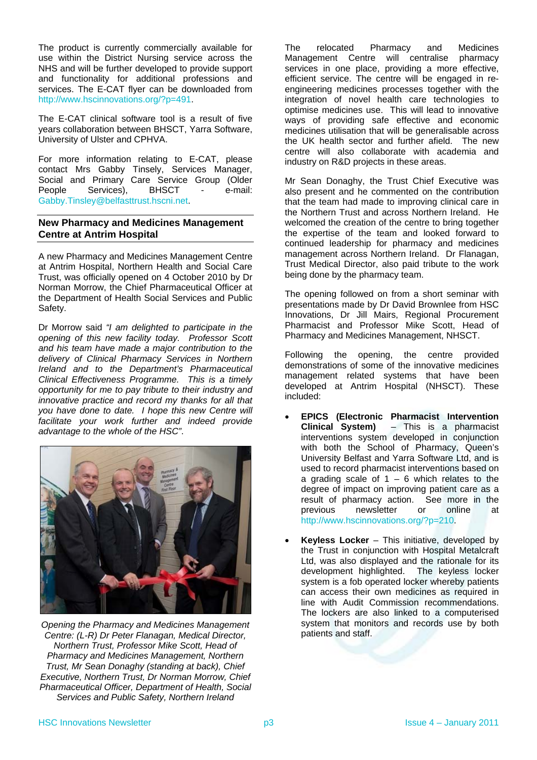The product is currently commercially available for use within the District Nursing service across the NHS and will be further developed to provide support and functionality for additional professions and services. The E-CAT flyer can be downloaded from http://www.hscinnovations.org/?p=491.

The E-CAT clinical software tool is a result of five years collaboration between BHSCT, Yarra Software, University of Ulster and CPHVA.

For more information relating to E-CAT, please contact Mrs Gabby Tinsely, Services Manager, Social and Primary Care Service Group (Older People Services), BHSCT - e-mail: Gabby.Tinsley@belfasttrust.hscni.net.

## New Pharmacy and Medicines Management Centre at Antrim Hospital

A new Pharmacy and Medicines Management Centre at Antrim Hospital, Northern Health and Social Care Trust, was officially opened on 4 October 2010 by Dr Norman Morrow, the Chief Pharmaceutical Officer at the Department of Health Social Services and Public Safety.

Dr Morrow said *"I am delighted to participate in the opening of this new facility today. Professor Scott and his team have made a major contribution to the delivery of Clinical Pharmacy Services in Northern Ireland and to the Department's Pharmaceutical Clinical Effectiveness Programme. This is a timely opportunity for me to pay tribute to their industry and innovative practice and record my thanks for all that you have done to date. I hope this new Centre will facilitate your work further and indeed provide advantage to the whole of the HSC".*

*Opening the Pharmacy and Medicines Management Centre: (L-R) Dr Peter Flanagan, Medical Director, Northern Trust, Professor Mike Scott, Head of Pharmacy and Medicines Management, Northern Trust, Mr Sean Donaghy (standing at back), Chief Executive, Northern Trust, Dr Norman Morrow, Chief Pharmaceutical Officer, Department of Health, Social Services and Public Safety, Northern Ireland*

The relocated Pharmacy and Medicines Management Centre will centralise pharmacy services in one place, providing a more effective, efficient service. The centre will be engaged in re-engineering medicines processes together with the integration of novel health care technologies to optimise medicines use. This will lead to innovative ways of providing safe effective and economic medicines utilisation that will be generalisable across the UK health sector and further afield. The new centre will also collaborate with academia and industry on R&D projects in these areas.

Mr Sean Donaghy, the Trust Chief Executive was also present and he commented on the contribution that the team had made to improving clinical care in the Northern Trust and across Northern Ireland. He welcomed the creation of the centre to bring together the expertise of the team and looked forward to continued leadership for pharmacy and medicines management across Northern Ireland. Dr Flanagan, Trust Medical Director, also paid tribute to the work being done by the pharmacy team.

The opening followed on from a short seminar with presentations made by Dr David Brownlee from HSC Innovations, Dr Jill Mairs, Regional Procurement Pharmacist and Professor Mike Scott, Head of Pharmacy and Medicines Management, NHSCT.

Following the opening, the centre provided demonstrations of some of the innovative medicines management related systems that have been developed at Antrim Hospital (NHSCT). These included:

- **EPICS (Electronic Pharmacist Intervention Clinical System)** – This is a pharmacist interventions system developed in conjunction with both the School of Pharmacy, Queen's University Belfast and Yarra Software Ltd, and is used to record pharmacist interventions based on a grading scale of 1 – 6 which relates to the degree of impact on improving patient care as a result of pharmacy action. See more in the previous newsletter or online at http://www.hscinnovations.org/?p=210.
- **Keyless Locker** – This initiative, developed by the Trust in conjunction with Hospital Metalcraft Ltd, was also displayed and the rationale for its development highlighted. The keyless locker system is a fob operated locker whereby patients can access their own medicines as required in line with Audit Commission recommendations. The lockers are also linked to a computerised system that monitors and records use by both patients and staff.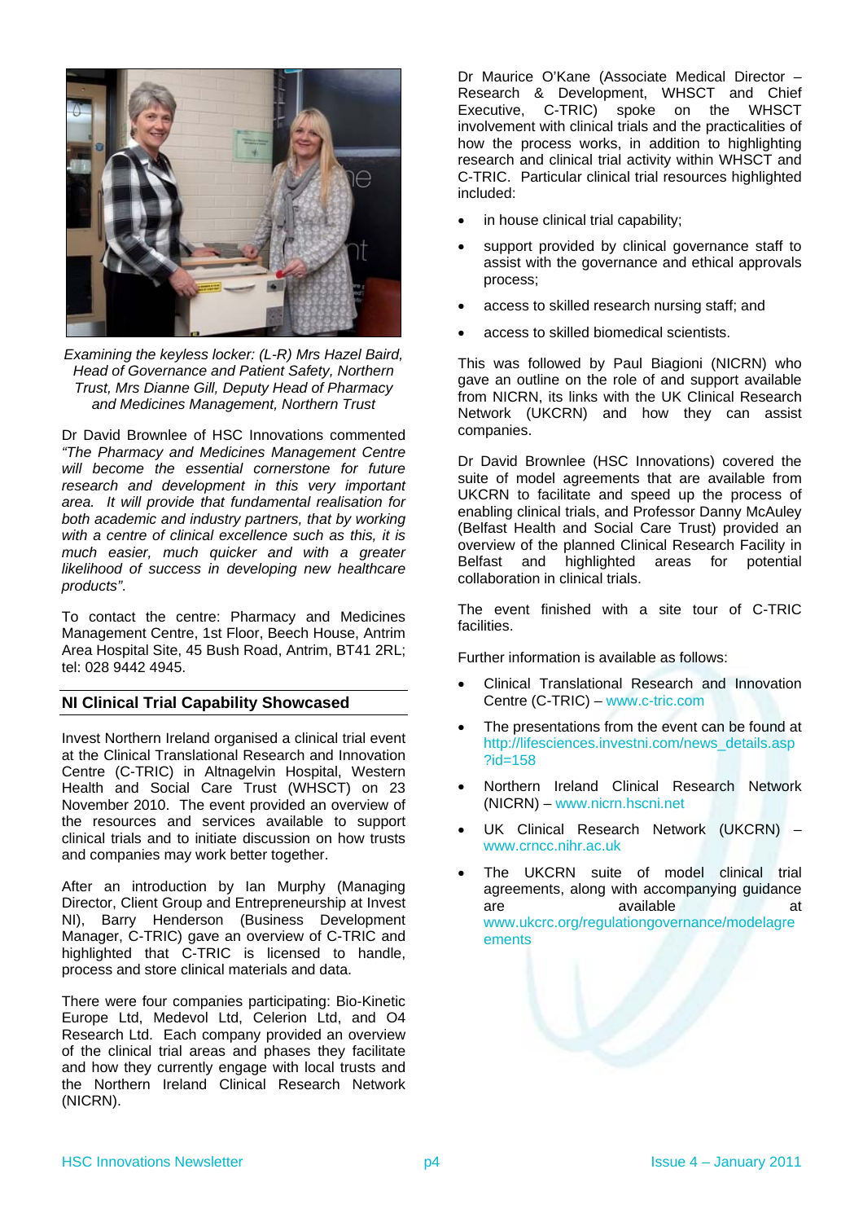*Examining the keyless locker: (L-R) Mrs Hazel Baird, Head of Governance and Patient Safety, Northern Trust, Mrs Dianne Gill, Deputy Head of Pharmacy and Medicines Management, Northern Trust*

Dr David Brownlee of HSC Innovations commented *"The Pharmacy and Medicines Management Centre will become the essential cornerstone for future research and development in this very important area. It will provide that fundamental realisation for both academic and industry partners, that by working with a centre of clinical excellence such as this, it is much easier, much quicker and with a greater likelihood of success in developing new healthcare products".*

To contact the centre: Pharmacy and Medicines Management Centre, 1st Floor, Beech House, Antrim Area Hospital Site, 45 Bush Road, Antrim, BT41 2RL; tel: 028 9442 4945.

## NI Clinical Trial Capability Showcased

Invest Northern Ireland organised a clinical trial event at the Clinical Translational Research and Innovation Centre (C-TRIC) in Altnagelvin Hospital, Western Health and Social Care Trust (WHSCT) on 23 November 2010. The event provided an overview of the resources and services available to support clinical trials and to initiate discussion on how trusts and companies may work better together.

After an introduction by Ian Murphy (Managing Director, Client Group and Entrepreneurship at Invest NI), Barry Henderson (Business Development Manager, C-TRIC) gave an overview of C-TRIC and highlighted that C-TRIC is licensed to handle, process and store clinical materials and data.

There were four companies participating: Bio-Kinetic Europe Ltd, Medevol Ltd, Celerion Ltd, and O4 Research Ltd. Each company provided an overview of the clinical trial areas and phases they facilitate and how they currently engage with local trusts and the Northern Ireland Clinical Research Network (NICRN).

Dr Maurice O'Kane (Associate Medical Director – Research & Development, WHSCT and Chief Executive, C-TRIC) spoke on the WHSCT involvement with clinical trials and the practicalities of how the process works, in addition to highlighting research and clinical trial activity within WHSCT and C-TRIC. Particular clinical trial resources highlighted included:

- in house clinical trial capability;
- support provided by clinical governance staff to assist with the governance and ethical approvals process;
- access to skilled research nursing staff; and
- access to skilled biomedical scientists.

This was followed by Paul Biagioni (NICRN) who gave an outline on the role of and support available from NICRN, its links with the UK Clinical Research Network (UKCRN) and how they can assist companies.

Dr David Brownlee (HSC Innovations) covered the suite of model agreements that are available from UKCRN to facilitate and speed up the process of enabling clinical trials, and Professor Danny McAuley (Belfast Health and Social Care Trust) provided an overview of the planned Clinical Research Facility in Belfast and highlighted areas for potential collaboration in clinical trials.

The event finished with a site tour of C-TRIC facilities.

Further information is available as follows:

- Clinical Translational Research and Innovation Centre (C-TRIC) – www.c-tric.com
- The presentations from the event can be found at http://lifesciences.investni.com/news_details.asp?id=158
- Northern Ireland Clinical Research Network (NICRN) – www.nicrn.hscni.net
- UK Clinical Research Network (UKCRN) – www.crncc.nihr.ac.uk
- The UKCRN suite of model clinical trial agreements, along with accompanying guidance are available at www.ukcrc.org/regulationgovernance/modelagreements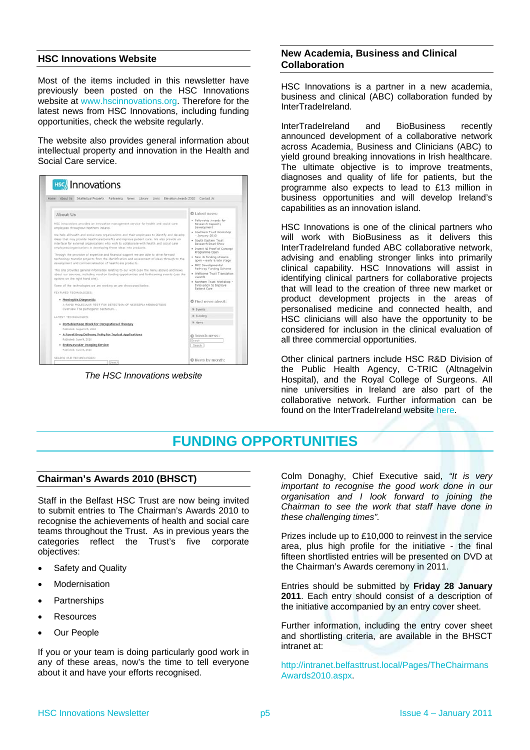## HSC Innovations Website

Most of the items included in this newsletter have previously been posted on the HSC Innovations website at www.hscinnovations.org. Therefore for the latest news from HSC Innovations, including funding opportunities, check the website regularly.

The website also provides general information about intellectual property and innovation in the Health and Social Care service.

*The HSC Innovations website*

## New Academia, Business and Clinical Collaboration

HSC Innovations is a partner in a new academia, business and clinical (ABC) collaboration funded by InterTradeIreland.

InterTradeIreland and BioBusiness recently announced development of a collaborative network across Academia, Business and Clinicians (ABC) to yield ground breaking innovations in Irish healthcare. The ultimate objective is to improve treatments, diagnoses and quality of life for patients, but the programme also expects to lead to £13 million in business opportunities and will develop Ireland's capabilities as an innovation island.

HSC Innovations is one of the clinical partners who will work with BioBusiness as it delivers this InterTradeIreland funded ABC collaborative network, advising and enabling stronger links into primarily clinical capability. HSC Innovations will assist in identifying clinical partners for collaborative projects that will lead to the creation of three new market or product development projects in the areas of personalised medicine and connected health, and HSC clinicians will also have the opportunity to be considered for inclusion in the clinical evaluation of all three commercial opportunities.

Other clinical partners include HSC R&D Division of the Public Health Agency, C-TRIC (Altnagelvin Hospital), and the Royal College of Surgeons. All nine universities in Ireland are also part of the collaborative network. Further information can be found on the InterTradeIreland website here.

# FUNDING OPPORTUNITIES

## Chairman's Awards 2010 (BHSCT)

Staff in the Belfast HSC Trust are now being invited to submit entries to The Chairman's Awards 2010 to recognise the achievements of health and social care teams throughout the Trust. As in previous years the categories reflect the Trust's five corporate objectives:

- Safety and Quality
- Modernisation
- Partnerships
- Resources
- Our People

If you or your team is doing particularly good work in any of these areas, now's the time to tell everyone about it and have your efforts recognised.

Colm Donaghy, Chief Executive said, *"It is very important to recognise the good work done in our organisation and I look forward to joining the Chairman to see the work that staff have done in these challenging times"*.

Prizes include up to £10,000 to reinvest in the service area, plus high profile for the initiative - the final fifteen shortlisted entries will be presented on DVD at the Chairman's Awards ceremony in 2011.

Entries should be submitted by **Friday 28 January 2011**. Each entry should consist of a description of the initiative accompanied by an entry cover sheet.

Further information, including the entry cover sheet and shortlisting criteria, are available in the BHSCT intranet at:

http://intranet.belfasttrust.local/Pages/TheChairmansAwards2010.aspx.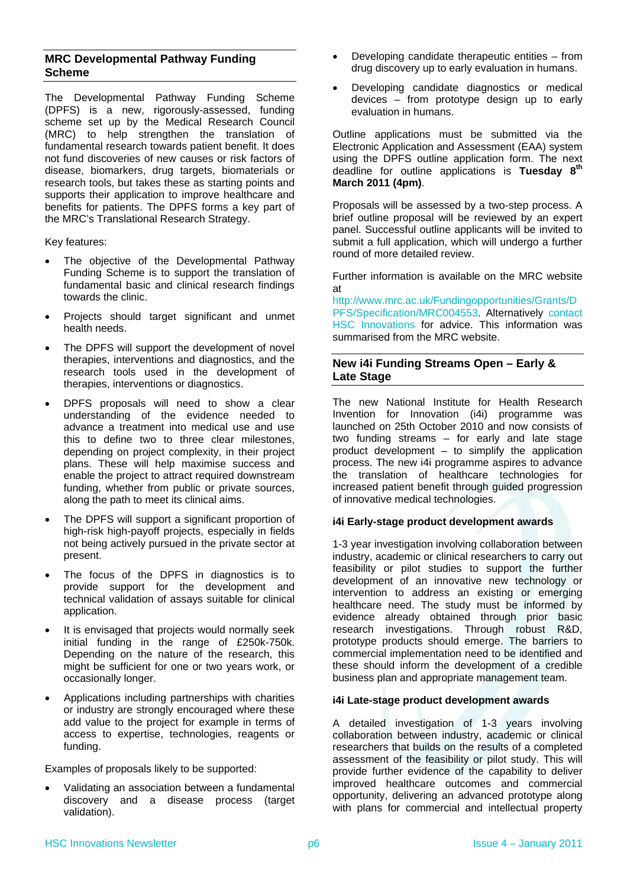## MRC Developmental Pathway Funding Scheme

The Developmental Pathway Funding Scheme (DPFS) is a new, rigorously-assessed, funding scheme set up by the Medical Research Council (MRC) to help strengthen the translation of fundamental research towards patient benefit. It does not fund discoveries of new causes or risk factors of disease, biomarkers, drug targets, biomaterials or research tools, but takes these as starting points and supports their application to improve healthcare and benefits for patients. The DPFS forms a key part of the MRC's Translational Research Strategy.

Key features:

- The objective of the Developmental Pathway Funding Scheme is to support the translation of fundamental basic and clinical research findings towards the clinic.
- Projects should target significant and unmet health needs.
- The DPFS will support the development of novel therapies, interventions and diagnostics, and the research tools used in the development of therapies, interventions or diagnostics.
- DPFS proposals will need to show a clear understanding of the evidence needed to advance a treatment into medical use and use this to define two to three clear milestones, depending on project complexity, in their project plans. These will help maximise success and enable the project to attract required downstream funding, whether from public or private sources, along the path to meet its clinical aims.
- The DPFS will support a significant proportion of high-risk high-payoff projects, especially in fields not being actively pursued in the private sector at present.
- The focus of the DPFS in diagnostics is to provide support for the development and technical validation of assays suitable for clinical application.
- It is envisaged that projects would normally seek initial funding in the range of £250k-750k. Depending on the nature of the research, this might be sufficient for one or two years work, or occasionally longer.
- Applications including partnerships with charities or industry are strongly encouraged where these add value to the project for example in terms of access to expertise, technologies, reagents or funding.

Examples of proposals likely to be supported:

- Validating an association between a fundamental discovery and a disease process (target validation).
- Developing candidate therapeutic entities – from drug discovery up to early evaluation in humans.
- Developing candidate diagnostics or medical devices – from prototype design up to early evaluation in humans.

Outline applications must be submitted via the Electronic Application and Assessment (EAA) system using the DPFS outline application form. The next deadline for outline applications is **Tuesday 8th March 2011 (4pm)**.

Proposals will be assessed by a two-step process. A brief outline proposal will be reviewed by an expert panel. Successful outline applicants will be invited to submit a full application, which will undergo a further round of more detailed review.

Further information is available on the MRC website at http://www.mrc.ac.uk/Fundingopportunities/Grants/DPFS/Specification/MRC004553. Alternatively contact HSC Innovations for advice. This information was summarised from the MRC website.

## New i4i Funding Streams Open – Early & Late Stage

The new National Institute for Health Research Invention for Innovation (i4i) programme was launched on 25th October 2010 and now consists of two funding streams – for early and late stage product development – to simplify the application process. The new i4i programme aspires to advance the translation of healthcare technologies for increased patient benefit through guided progression of innovative medical technologies.

### i4i Early-stage product development awards

1-3 year investigation involving collaboration between industry, academic or clinical researchers to carry out feasibility or pilot studies to support the further development of an innovative new technology or intervention to address an existing or emerging healthcare need. The study must be informed by evidence already obtained through prior basic research investigations. Through robust R&D, prototype products should emerge. The barriers to commercial implementation need to be identified and these should inform the development of a credible business plan and appropriate management team.

### i4i Late-stage product development awards

A detailed investigation of 1-3 years involving collaboration between industry, academic or clinical researchers that builds on the results of a completed assessment of the feasibility or pilot study. This will provide further evidence of the capability to deliver improved healthcare outcomes and commercial opportunity, delivering an advanced prototype along with plans for commercial and intellectual property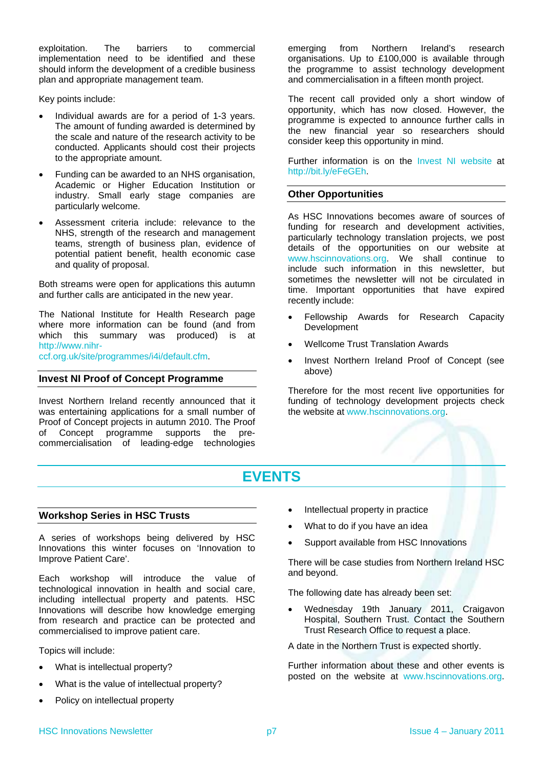exploitation. The barriers to commercial implementation need to be identified and these should inform the development of a credible business plan and appropriate management team.

Key points include:

- Individual awards are for a period of 1-3 years. The amount of funding awarded is determined by the scale and nature of the research activity to be conducted. Applicants should cost their projects to the appropriate amount.
- Funding can be awarded to an NHS organisation, Academic or Higher Education Institution or industry. Small early stage companies are particularly welcome.
- Assessment criteria include: relevance to the NHS, strength of the research and management teams, strength of business plan, evidence of potential patient benefit, health economic case and quality of proposal.

Both streams were open for applications this autumn and further calls are anticipated in the new year.

The National Institute for Health Research page where more information can be found (and from which this summary was produced) is at http://www.nihr-ccf.org.uk/site/programmes/i4i/default.cfm.

## Invest NI Proof of Concept Programme

Invest Northern Ireland recently announced that it was entertaining applications for a small number of Proof of Concept projects in autumn 2010. The Proof of Concept programme supports the pre-commercialisation of leading-edge technologies emerging from Northern Ireland's research organisations. Up to £100,000 is available through the programme to assist technology development and commercialisation in a fifteen month project.

The recent call provided only a short window of opportunity, which has now closed. However, the programme is expected to announce further calls in the new financial year so researchers should consider keep this opportunity in mind.

Further information is on the Invest NI website at http://bit.ly/eFeGEh.

## Other Opportunities

As HSC Innovations becomes aware of sources of funding for research and development activities, particularly technology translation projects, we post details of the opportunities on our website at www.hscinnovations.org. We shall continue to include such information in this newsletter, but sometimes the newsletter will not be circulated in time. Important opportunities that have expired recently include:

- Fellowship Awards for Research Capacity Development
- Wellcome Trust Translation Awards
- Invest Northern Ireland Proof of Concept (see above)

Therefore for the most recent live opportunities for funding of technology development projects check the website at www.hscinnovations.org.

# EVENTS

## Workshop Series in HSC Trusts

A series of workshops being delivered by HSC Innovations this winter focuses on 'Innovation to Improve Patient Care'.

Each workshop will introduce the value of technological innovation in health and social care, including intellectual property and patents. HSC Innovations will describe how knowledge emerging from research and practice can be protected and commercialised to improve patient care.

Topics will include:

- What is intellectual property?
- What is the value of intellectual property?
- Policy on intellectual property
- Intellectual property in practice
- What to do if you have an idea
- Support available from HSC Innovations

There will be case studies from Northern Ireland HSC and beyond.

The following date has already been set:

- Wednesday 19th January 2011, Craigavon Hospital, Southern Trust. Contact the Southern Trust Research Office to request a place.

A date in the Northern Trust is expected shortly.

Further information about these and other events is posted on the website at www.hscinnovations.org.